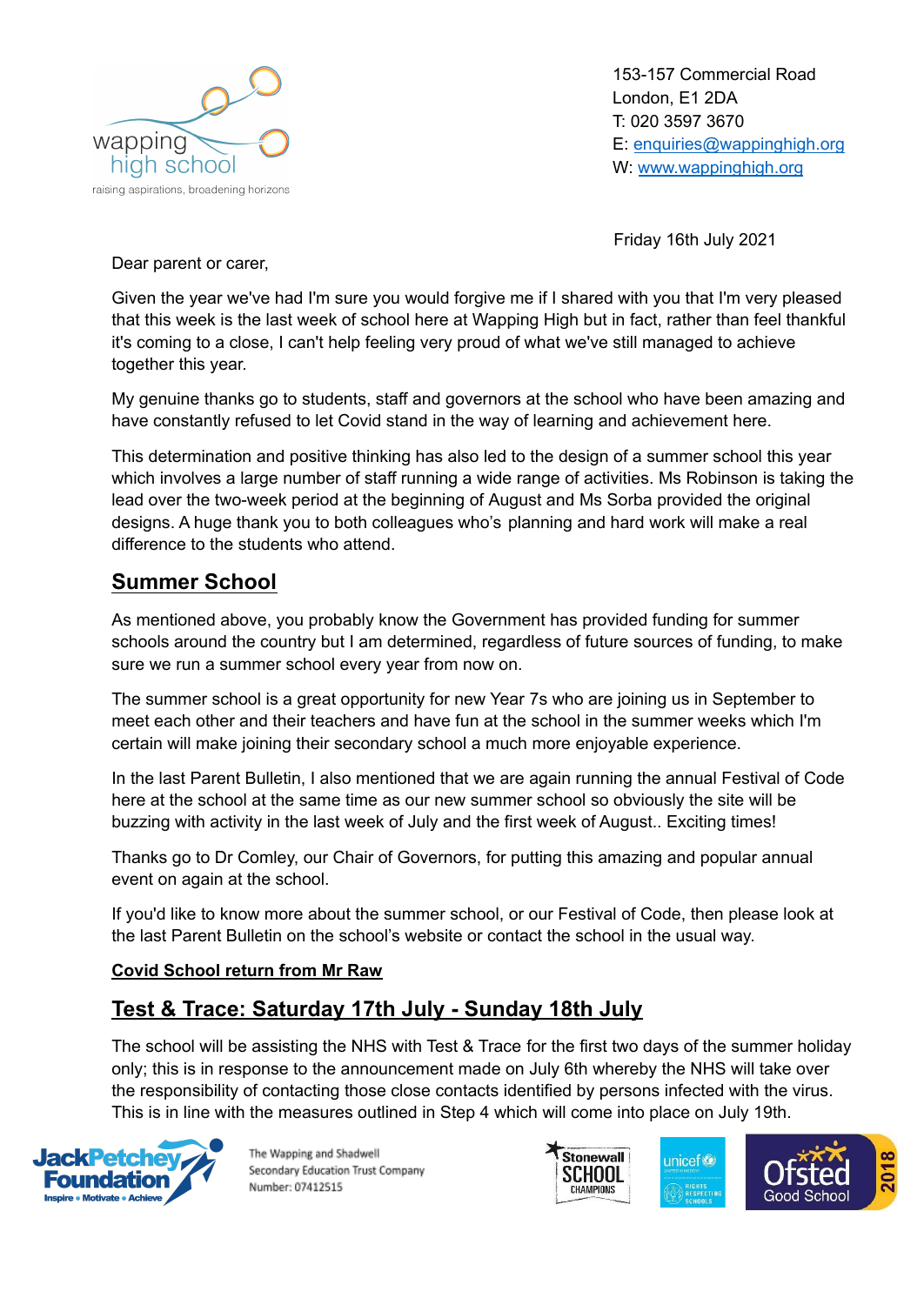wapping high school
raising aspirations, broadening horizons

153-157 Commercial Road
London, E1 2DA
T: 020 3597 3670
E: enquiries@wappinghigh.org
W: www.wappinghigh.org

Friday 16th July 2021

Dear parent or carer,

Given the year we've had I'm sure you would forgive me if I shared with you that I'm very pleased that this week is the last week of school here at Wapping High but in fact, rather than feel thankful it's coming to a close, I can't help feeling very proud of what we've still managed to achieve together this year.

My genuine thanks go to students, staff and governors at the school who have been amazing and have constantly refused to let Covid stand in the way of learning and achievement here.

This determination and positive thinking has also led to the design of a summer school this year which involves a large number of staff running a wide range of activities. Ms Robinson is taking the lead over the two-week period at the beginning of August and Ms Sorba provided the original designs. A huge thank you to both colleagues who's planning and hard work will make a real difference to the students who attend.

## Summer School

As mentioned above, you probably know the Government has provided funding for summer schools around the country but I am determined, regardless of future sources of funding, to make sure we run a summer school every year from now on.

The summer school is a great opportunity for new Year 7s who are joining us in September to meet each other and their teachers and have fun at the school in the summer weeks which I'm certain will make joining their secondary school a much more enjoyable experience.

In the last Parent Bulletin, I also mentioned that we are again running the annual Festival of Code here at the school at the same time as our new summer school so obviously the site will be buzzing with activity in the last week of July and the first week of August.. Exciting times!

Thanks go to Dr Comley, our Chair of Governors, for putting this amazing and popular annual event on again at the school.

If you'd like to know more about the summer school, or our Festival of Code, then please look at the last Parent Bulletin on the school's website or contact the school in the usual way.

**Covid School return from Mr Raw**

## Test & Trace: Saturday 17th July - Sunday 18th July

The school will be assisting the NHS with Test & Trace for the first two days of the summer holiday only; this is in response to the announcement made on July 6th whereby the NHS will take over the responsibility of contacting those close contacts identified by persons infected with the virus. This is in line with the measures outlined in Step 4 which will come into place on July 19th.

The Wapping and Shadwell Secondary Education Trust Company Number: 07412515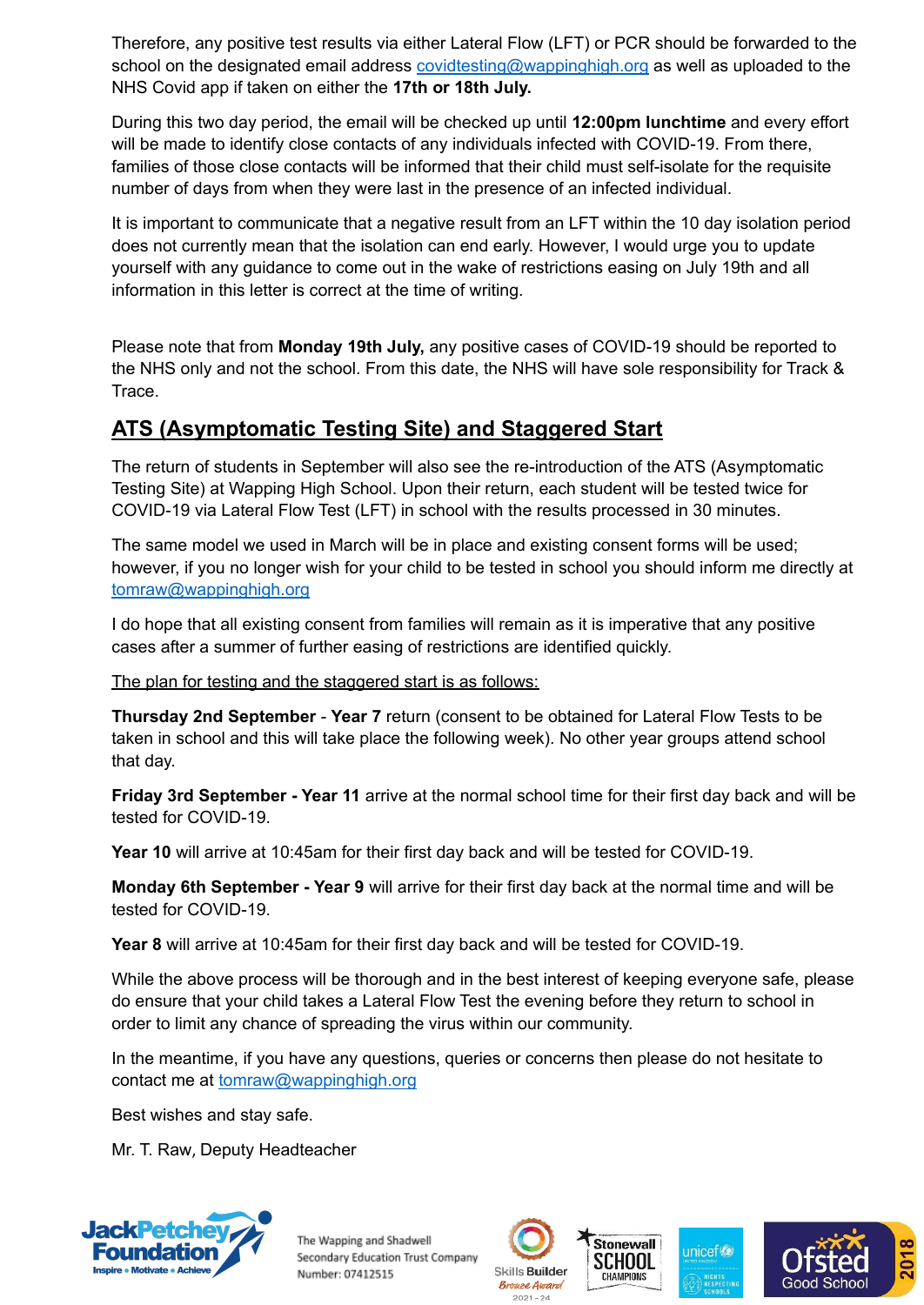Therefore, any positive test results via either Lateral Flow (LFT) or PCR should be forwarded to the school on the designated email address covidtesting@wappinghigh.org as well as uploaded to the NHS Covid app if taken on either the **17th or 18th July.**

During this two day period, the email will be checked up until **12:00pm lunchtime** and every effort will be made to identify close contacts of any individuals infected with COVID-19. From there, families of those close contacts will be informed that their child must self-isolate for the requisite number of days from when they were last in the presence of an infected individual.

It is important to communicate that a negative result from an LFT within the 10 day isolation period does not currently mean that the isolation can end early. However, I would urge you to update yourself with any guidance to come out in the wake of restrictions easing on July 19th and all information in this letter is correct at the time of writing.

Please note that from **Monday 19th July,** any positive cases of COVID-19 should be reported to the NHS only and not the school. From this date, the NHS will have sole responsibility for Track & Trace.

## ATS (Asymptomatic Testing Site) and Staggered Start

The return of students in September will also see the re-introduction of the ATS (Asymptomatic Testing Site) at Wapping High School. Upon their return, each student will be tested twice for COVID-19 via Lateral Flow Test (LFT) in school with the results processed in 30 minutes.

The same model we used in March will be in place and existing consent forms will be used; however, if you no longer wish for your child to be tested in school you should inform me directly at tomraw@wappinghigh.org

I do hope that all existing consent from families will remain as it is imperative that any positive cases after a summer of further easing of restrictions are identified quickly.

The plan for testing and the staggered start is as follows:

**Thursday 2nd September** - **Year 7** return (consent to be obtained for Lateral Flow Tests to be taken in school and this will take place the following week). No other year groups attend school that day.

**Friday 3rd September - Year 11** arrive at the normal school time for their first day back and will be tested for COVID-19.

**Year 10** will arrive at 10:45am for their first day back and will be tested for COVID-19.

**Monday 6th September - Year 9** will arrive for their first day back at the normal time and will be tested for COVID-19.

**Year 8** will arrive at 10:45am for their first day back and will be tested for COVID-19.

While the above process will be thorough and in the best interest of keeping everyone safe, please do ensure that your child takes a Lateral Flow Test the evening before they return to school in order to limit any chance of spreading the virus within our community.

In the meantime, if you have any questions, queries or concerns then please do not hesitate to contact me at tomraw@wappinghigh.org

Best wishes and stay safe.

Mr. T. Raw, Deputy Headteacher

The Wapping and Shadwell Secondary Education Trust Company Number: 07412515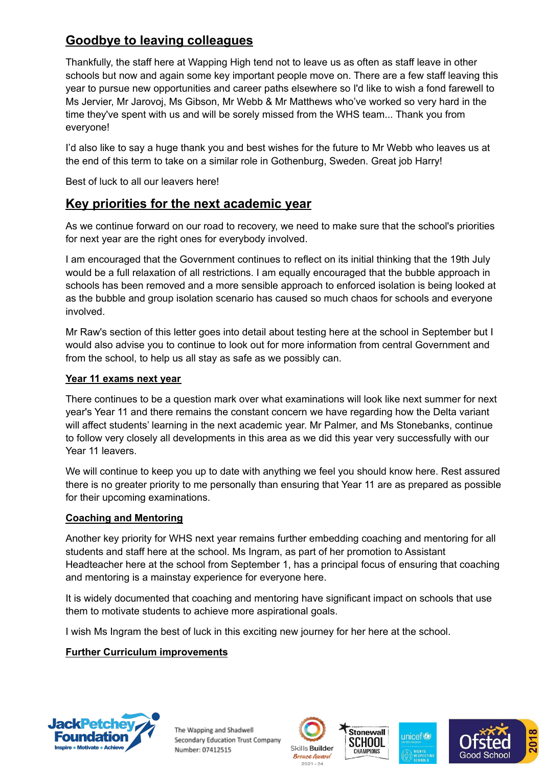## Goodbye to leaving colleagues

Thankfully, the staff here at Wapping High tend not to leave us as often as staff leave in other schools but now and again some key important people move on. There are a few staff leaving this year to pursue new opportunities and career paths elsewhere so I'd like to wish a fond farewell to Ms Jervier, Mr Jarovoj, Ms Gibson, Mr Webb & Mr Matthews who've worked so very hard in the time they've spent with us and will be sorely missed from the WHS team... Thank you from everyone!

I'd also like to say a huge thank you and best wishes for the future to Mr Webb who leaves us at the end of this term to take on a similar role in Gothenburg, Sweden. Great job Harry!

Best of luck to all our leavers here!

## Key priorities for the next academic year

As we continue forward on our road to recovery, we need to make sure that the school's priorities for next year are the right ones for everybody involved.

I am encouraged that the Government continues to reflect on its initial thinking that the 19th July would be a full relaxation of all restrictions. I am equally encouraged that the bubble approach in schools has been removed and a more sensible approach to enforced isolation is being looked at as the bubble and group isolation scenario has caused so much chaos for schools and everyone involved.

Mr Raw's section of this letter goes into detail about testing here at the school in September but I would also advise you to continue to look out for more information from central Government and from the school, to help us all stay as safe as we possibly can.

### Year 11 exams next year

There continues to be a question mark over what examinations will look like next summer for next year's Year 11 and there remains the constant concern we have regarding how the Delta variant will affect students' learning in the next academic year. Mr Palmer, and Ms Stonebanks, continue to follow very closely all developments in this area as we did this year very successfully with our Year 11 leavers.

We will continue to keep you up to date with anything we feel you should know here. Rest assured there is no greater priority to me personally than ensuring that Year 11 are as prepared as possible for their upcoming examinations.

### Coaching and Mentoring

Another key priority for WHS next year remains further embedding coaching and mentoring for all students and staff here at the school. Ms Ingram, as part of her promotion to Assistant Headteacher here at the school from September 1, has a principal focus of ensuring that coaching and mentoring is a mainstay experience for everyone here.

It is widely documented that coaching and mentoring have significant impact on schools that use them to motivate students to achieve more aspirational goals.

I wish Ms Ingram the best of luck in this exciting new journey for her here at the school.

### Further Curriculum improvements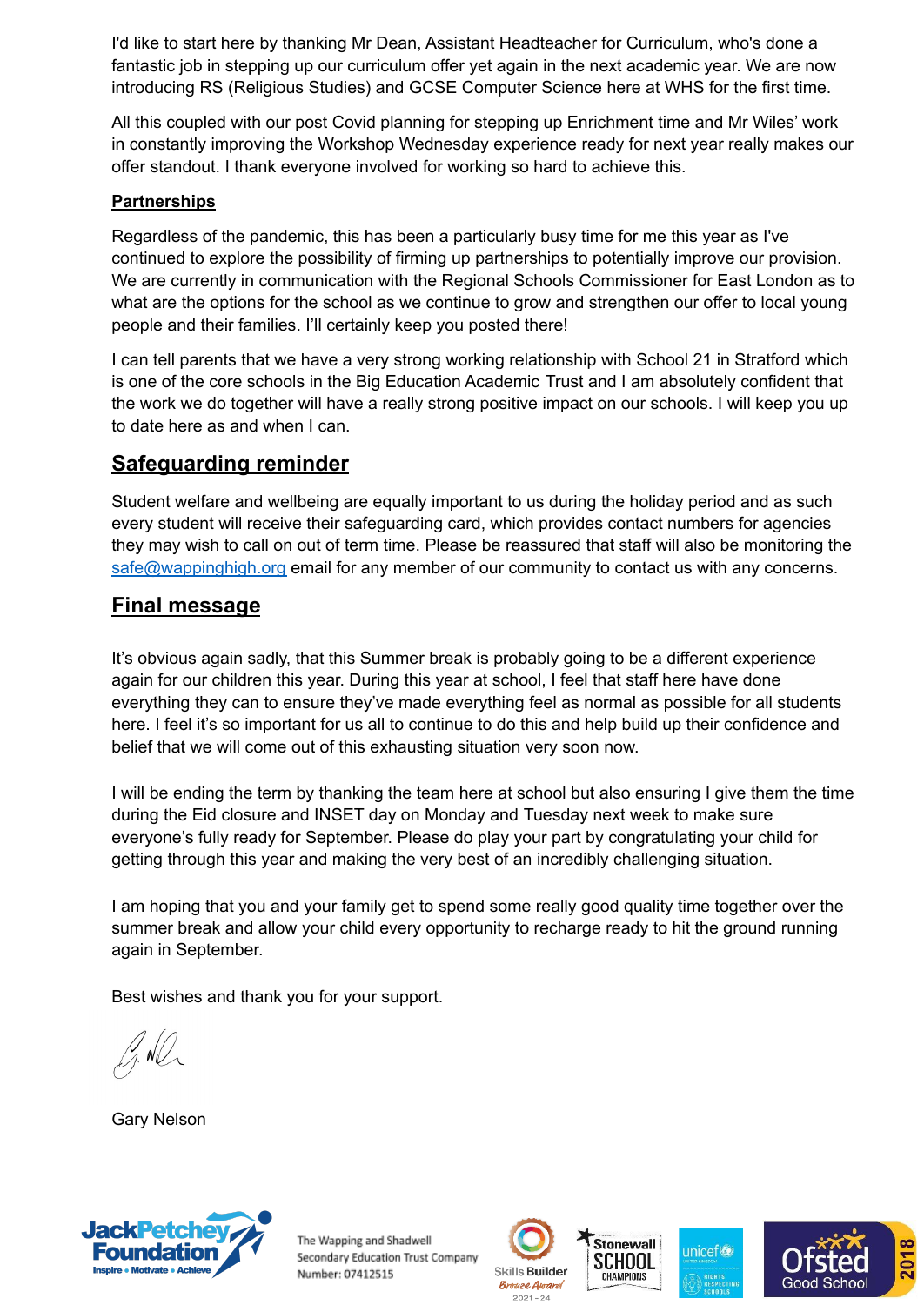I'd like to start here by thanking Mr Dean, Assistant Headteacher for Curriculum, who's done a fantastic job in stepping up our curriculum offer yet again in the next academic year. We are now introducing RS (Religious Studies) and GCSE Computer Science here at WHS for the first time.

All this coupled with our post Covid planning for stepping up Enrichment time and Mr Wiles' work in constantly improving the Workshop Wednesday experience ready for next year really makes our offer standout. I thank everyone involved for working so hard to achieve this.

**Partnerships**

Regardless of the pandemic, this has been a particularly busy time for me this year as I've continued to explore the possibility of firming up partnerships to potentially improve our provision. We are currently in communication with the Regional Schools Commissioner for East London as to what are the options for the school as we continue to grow and strengthen our offer to local young people and their families. I'll certainly keep you posted there!

I can tell parents that we have a very strong working relationship with School 21 in Stratford which is one of the core schools in the Big Education Academic Trust and I am absolutely confident that the work we do together will have a really strong positive impact on our schools. I will keep you up to date here as and when I can.

## Safeguarding reminder

Student welfare and wellbeing are equally important to us during the holiday period and as such every student will receive their safeguarding card, which provides contact numbers for agencies they may wish to call on out of term time. Please be reassured that staff will also be monitoring the safe@wappinghigh.org email for any member of our community to contact us with any concerns.

## Final message

It's obvious again sadly, that this Summer break is probably going to be a different experience again for our children this year. During this year at school, I feel that staff here have done everything they can to ensure they've made everything feel as normal as possible for all students here. I feel it's so important for us all to continue to do this and help build up their confidence and belief that we will come out of this exhausting situation very soon now.

I will be ending the term by thanking the team here at school but also ensuring I give them the time during the Eid closure and INSET day on Monday and Tuesday next week to make sure everyone's fully ready for September. Please do play your part by congratulating your child for getting through this year and making the very best of an incredibly challenging situation.

I am hoping that you and your family get to spend some really good quality time together over the summer break and allow your child every opportunity to recharge ready to hit the ground running again in September.

Best wishes and thank you for your support.

Gary Nelson

JackPetchey Foundation Inspire • Motivate • Achieve

The Wapping and Shadwell Secondary Education Trust Company Number: 07412515

Skills Builder Bronze Award 2021 - 24

Stonewall SCHOOL CHAMPIONS

unicef UNITED KINGDOM RIGHTS RESPECTING SCHOOLS

Ofsted Good School 2018